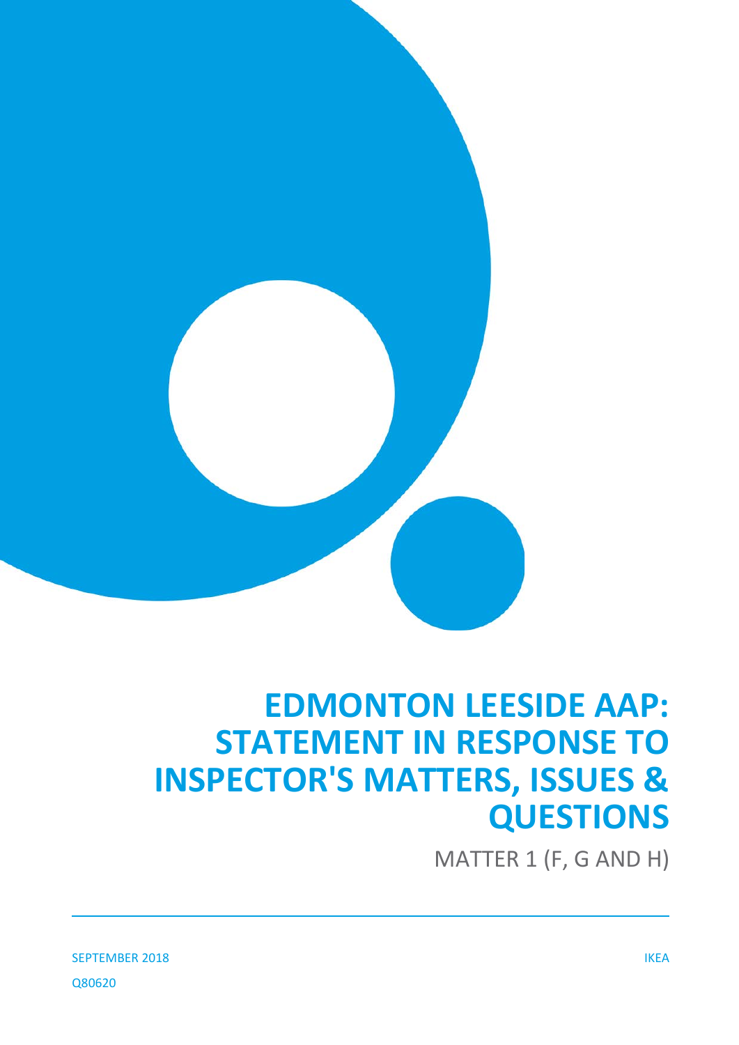# EDMONTON LEESIDE AAP: STATEMENT IN RESPONSE TO INSPECTOR'S MATTERS, ISSUES & QUESTIONS

MATTER 1 (F, G AND H)

SEPTEMBER 2018

IKEA

Q80620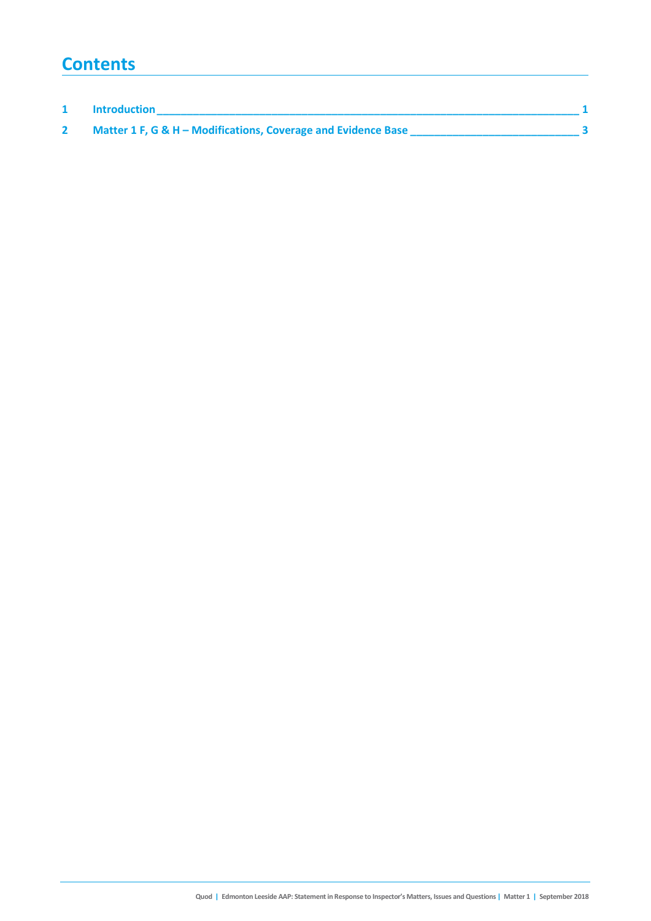# Contents

| | | |
|---|---|---|
| 1 | Introduction | 1 |
| 2 | Matter 1 F, G & H – Modifications, Coverage and Evidence Base | 3 |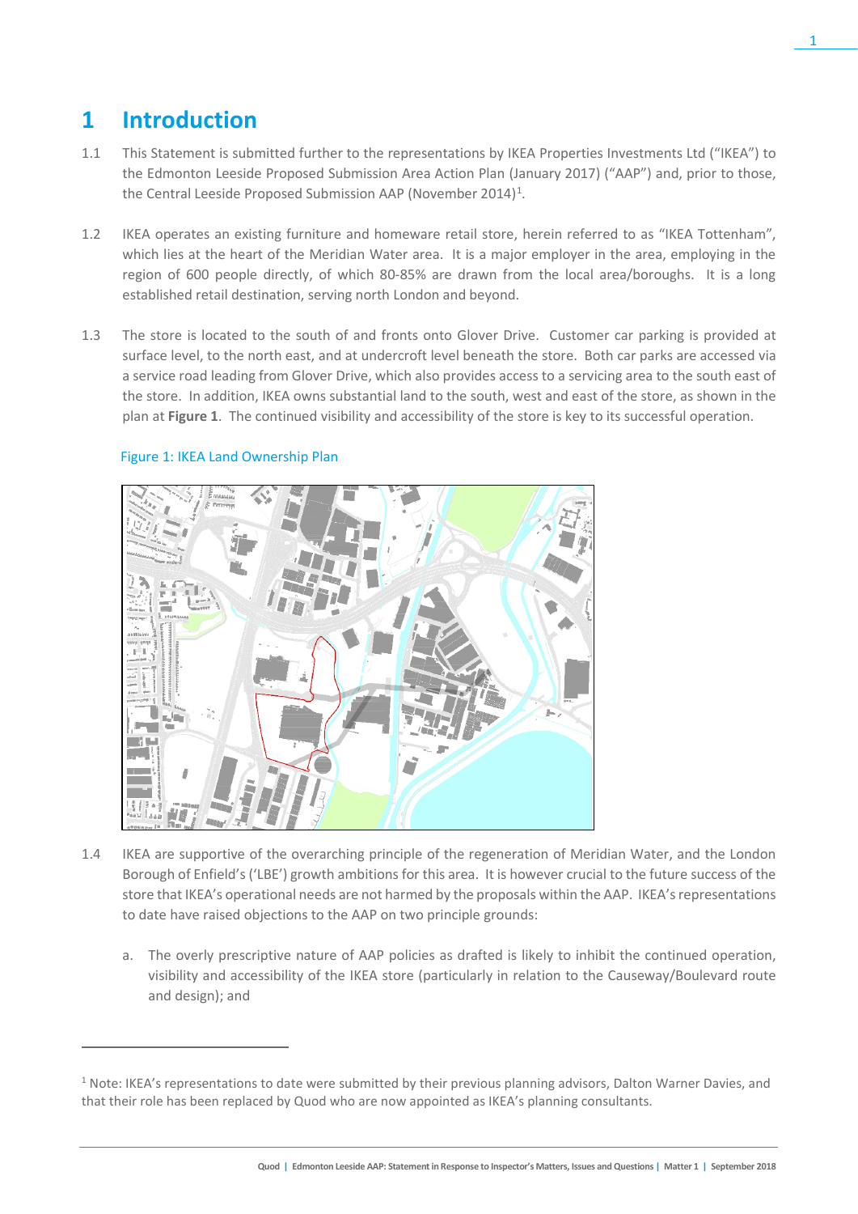# 1 Introduction

1.1 This Statement is submitted further to the representations by IKEA Properties Investments Ltd ("IKEA") to the Edmonton Leeside Proposed Submission Area Action Plan (January 2017) ("AAP") and, prior to those, the Central Leeside Proposed Submission AAP (November 2014)[1].

1.2 IKEA operates an existing furniture and homeware retail store, herein referred to as "IKEA Tottenham", which lies at the heart of the Meridian Water area. It is a major employer in the area, employing in the region of 600 people directly, of which 80-85% are drawn from the local area/boroughs. It is a long established retail destination, serving north London and beyond.

1.3 The store is located to the south of and fronts onto Glover Drive. Customer car parking is provided at surface level, to the north east, and at undercroft level beneath the store. Both car parks are accessed via a service road leading from Glover Drive, which also provides access to a servicing area to the south east of the store. In addition, IKEA owns substantial land to the south, west and east of the store, as shown in the plan at **Figure 1**. The continued visibility and accessibility of the store is key to its successful operation.

Figure 1: IKEA Land Ownership Plan

1.4 IKEA are supportive of the overarching principle of the regeneration of Meridian Water, and the London Borough of Enfield's ('LBE') growth ambitions for this area. It is however crucial to the future success of the store that IKEA's operational needs are not harmed by the proposals within the AAP. IKEA's representations to date have raised objections to the AAP on two principle grounds:

a. The overly prescriptive nature of AAP policies as drafted is likely to inhibit the continued operation, visibility and accessibility of the IKEA store (particularly in relation to the Causeway/Boulevard route and design); and

[1] Note: IKEA's representations to date were submitted by their previous planning advisors, Dalton Warner Davies, and that their role has been replaced by Quod who are now appointed as IKEA's planning consultants.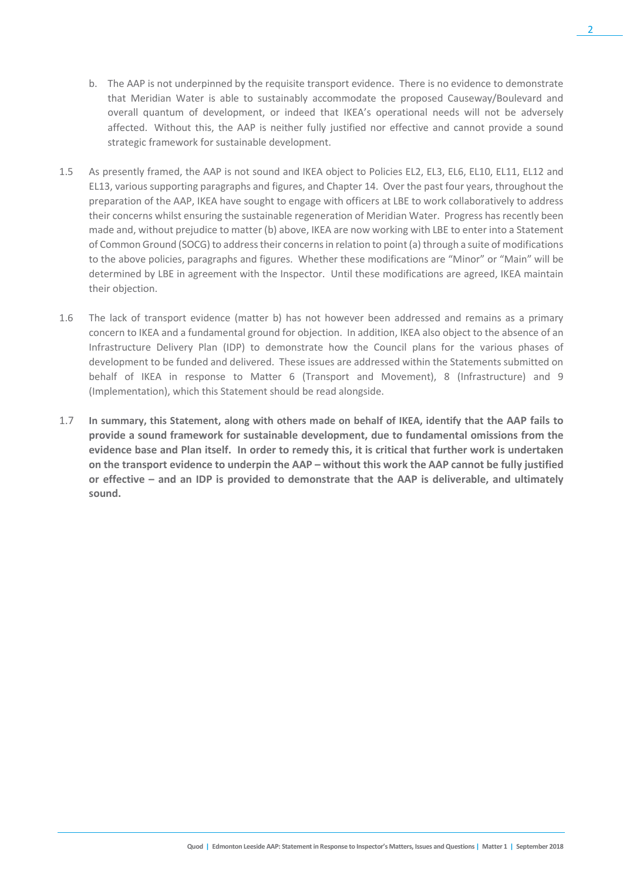b. The AAP is not underpinned by the requisite transport evidence. There is no evidence to demonstrate that Meridian Water is able to sustainably accommodate the proposed Causeway/Boulevard and overall quantum of development, or indeed that IKEA's operational needs will not be adversely affected. Without this, the AAP is neither fully justified nor effective and cannot provide a sound strategic framework for sustainable development.

1.5 As presently framed, the AAP is not sound and IKEA object to Policies EL2, EL3, EL6, EL10, EL11, EL12 and EL13, various supporting paragraphs and figures, and Chapter 14. Over the past four years, throughout the preparation of the AAP, IKEA have sought to engage with officers at LBE to work collaboratively to address their concerns whilst ensuring the sustainable regeneration of Meridian Water. Progress has recently been made and, without prejudice to matter (b) above, IKEA are now working with LBE to enter into a Statement of Common Ground (SOCG) to address their concerns in relation to point (a) through a suite of modifications to the above policies, paragraphs and figures. Whether these modifications are "Minor" or "Main" will be determined by LBE in agreement with the Inspector. Until these modifications are agreed, IKEA maintain their objection.

1.6 The lack of transport evidence (matter b) has not however been addressed and remains as a primary concern to IKEA and a fundamental ground for objection. In addition, IKEA also object to the absence of an Infrastructure Delivery Plan (IDP) to demonstrate how the Council plans for the various phases of development to be funded and delivered. These issues are addressed within the Statements submitted on behalf of IKEA in response to Matter 6 (Transport and Movement), 8 (Infrastructure) and 9 (Implementation), which this Statement should be read alongside.

1.7 **In summary, this Statement, along with others made on behalf of IKEA, identify that the AAP fails to provide a sound framework for sustainable development, due to fundamental omissions from the evidence base and Plan itself. In order to remedy this, it is critical that further work is undertaken on the transport evidence to underpin the AAP – without this work the AAP cannot be fully justified or effective – and an IDP is provided to demonstrate that the AAP is deliverable, and ultimately sound.**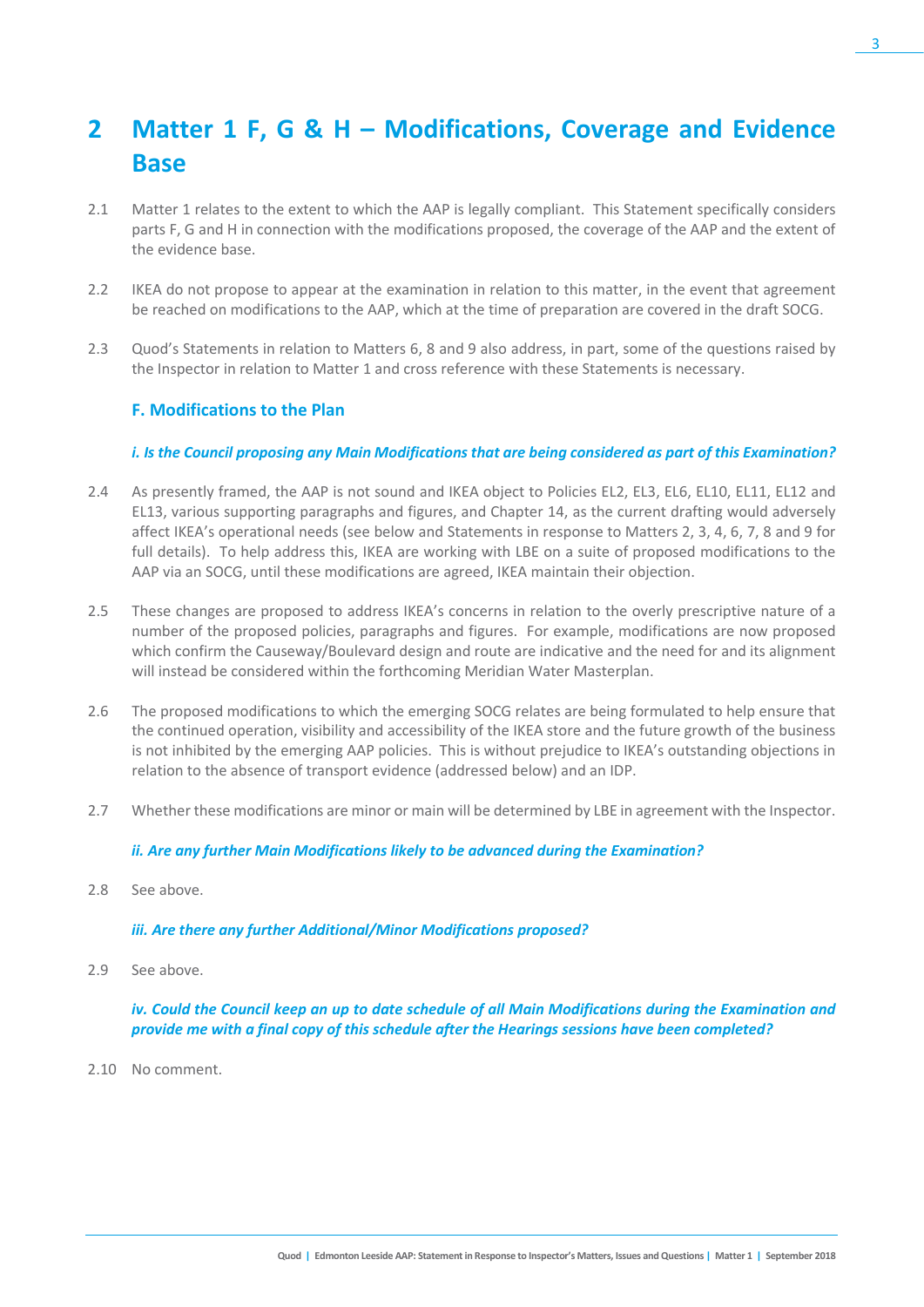# 2 Matter 1 F, G & H – Modifications, Coverage and Evidence Base

2.1 Matter 1 relates to the extent to which the AAP is legally compliant. This Statement specifically considers parts F, G and H in connection with the modifications proposed, the coverage of the AAP and the extent of the evidence base.

2.2 IKEA do not propose to appear at the examination in relation to this matter, in the event that agreement be reached on modifications to the AAP, which at the time of preparation are covered in the draft SOCG.

2.3 Quod's Statements in relation to Matters 6, 8 and 9 also address, in part, some of the questions raised by the Inspector in relation to Matter 1 and cross reference with these Statements is necessary.

### F. Modifications to the Plan

***i. Is the Council proposing any Main Modifications that are being considered as part of this Examination?***

2.4 As presently framed, the AAP is not sound and IKEA object to Policies EL2, EL3, EL6, EL10, EL11, EL12 and EL13, various supporting paragraphs and figures, and Chapter 14, as the current drafting would adversely affect IKEA's operational needs (see below and Statements in response to Matters 2, 3, 4, 6, 7, 8 and 9 for full details). To help address this, IKEA are working with LBE on a suite of proposed modifications to the AAP via an SOCG, until these modifications are agreed, IKEA maintain their objection.

2.5 These changes are proposed to address IKEA's concerns in relation to the overly prescriptive nature of a number of the proposed policies, paragraphs and figures. For example, modifications are now proposed which confirm the Causeway/Boulevard design and route are indicative and the need for and its alignment will instead be considered within the forthcoming Meridian Water Masterplan.

2.6 The proposed modifications to which the emerging SOCG relates are being formulated to help ensure that the continued operation, visibility and accessibility of the IKEA store and the future growth of the business is not inhibited by the emerging AAP policies. This is without prejudice to IKEA's outstanding objections in relation to the absence of transport evidence (addressed below) and an IDP.

2.7 Whether these modifications are minor or main will be determined by LBE in agreement with the Inspector.

***ii. Are any further Main Modifications likely to be advanced during the Examination?***

2.8 See above.

***iii. Are there any further Additional/Minor Modifications proposed?***

2.9 See above.

***iv. Could the Council keep an up to date schedule of all Main Modifications during the Examination and provide me with a final copy of this schedule after the Hearings sessions have been completed?***

2.10 No comment.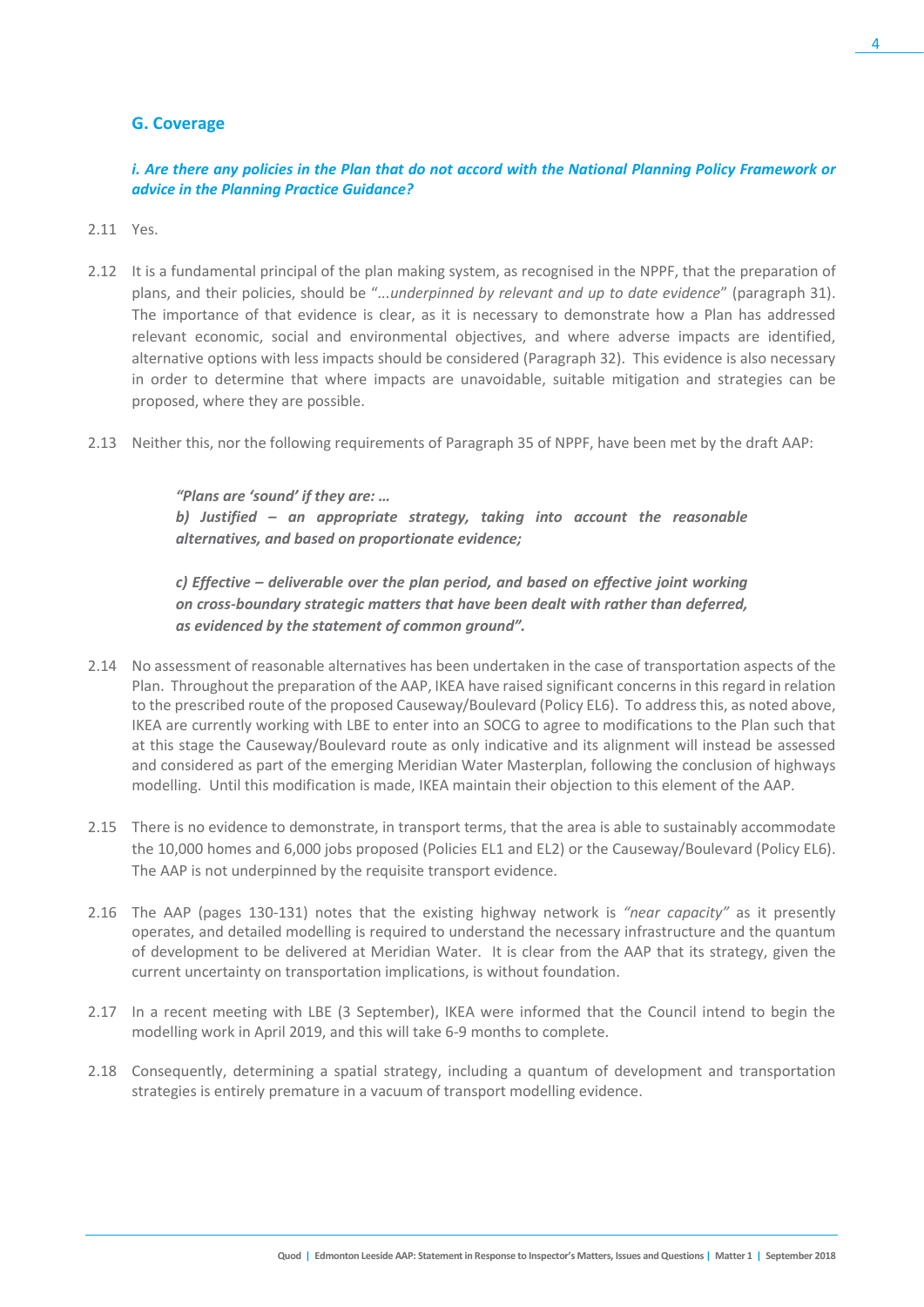## G. Coverage

### *i. Are there any policies in the Plan that do not accord with the National Planning Policy Framework or advice in the Planning Practice Guidance?*

2.11 Yes.

2.12 It is a fundamental principal of the plan making system, as recognised in the NPPF, that the preparation of plans, and their policies, should be "...*underpinned by relevant and up to date evidence*" (paragraph 31). The importance of that evidence is clear, as it is necessary to demonstrate how a Plan has addressed relevant economic, social and environmental objectives, and where adverse impacts are identified, alternative options with less impacts should be considered (Paragraph 32). This evidence is also necessary in order to determine that where impacts are unavoidable, suitable mitigation and strategies can be proposed, where they are possible.

2.13 Neither this, nor the following requirements of Paragraph 35 of NPPF, have been met by the draft AAP:

> ***"Plans are 'sound' if they are: …***
> ***b) Justified – an appropriate strategy, taking into account the reasonable alternatives, and based on proportionate evidence;***
>
> ***c) Effective – deliverable over the plan period, and based on effective joint working on cross-boundary strategic matters that have been dealt with rather than deferred, as evidenced by the statement of common ground".***

2.14 No assessment of reasonable alternatives has been undertaken in the case of transportation aspects of the Plan. Throughout the preparation of the AAP, IKEA have raised significant concerns in this regard in relation to the prescribed route of the proposed Causeway/Boulevard (Policy EL6). To address this, as noted above, IKEA are currently working with LBE to enter into an SOCG to agree to modifications to the Plan such that at this stage the Causeway/Boulevard route as only indicative and its alignment will instead be assessed and considered as part of the emerging Meridian Water Masterplan, following the conclusion of highways modelling. Until this modification is made, IKEA maintain their objection to this element of the AAP.

2.15 There is no evidence to demonstrate, in transport terms, that the area is able to sustainably accommodate the 10,000 homes and 6,000 jobs proposed (Policies EL1 and EL2) or the Causeway/Boulevard (Policy EL6). The AAP is not underpinned by the requisite transport evidence.

2.16 The AAP (pages 130-131) notes that the existing highway network is *"near capacity"* as it presently operates, and detailed modelling is required to understand the necessary infrastructure and the quantum of development to be delivered at Meridian Water. It is clear from the AAP that its strategy, given the current uncertainty on transportation implications, is without foundation.

2.17 In a recent meeting with LBE (3 September), IKEA were informed that the Council intend to begin the modelling work in April 2019, and this will take 6-9 months to complete.

2.18 Consequently, determining a spatial strategy, including a quantum of development and transportation strategies is entirely premature in a vacuum of transport modelling evidence.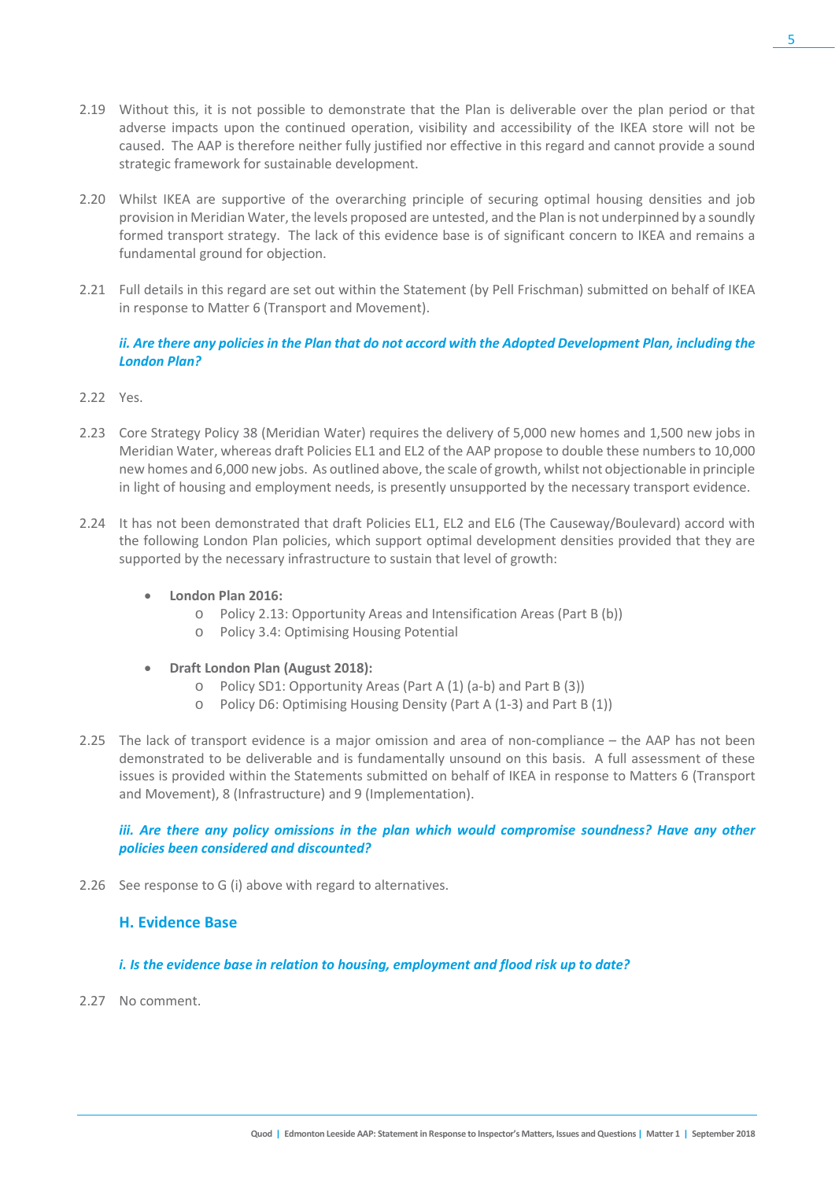2.19 Without this, it is not possible to demonstrate that the Plan is deliverable over the plan period or that adverse impacts upon the continued operation, visibility and accessibility of the IKEA store will not be caused. The AAP is therefore neither fully justified nor effective in this regard and cannot provide a sound strategic framework for sustainable development.

2.20 Whilst IKEA are supportive of the overarching principle of securing optimal housing densities and job provision in Meridian Water, the levels proposed are untested, and the Plan is not underpinned by a soundly formed transport strategy. The lack of this evidence base is of significant concern to IKEA and remains a fundamental ground for objection.

2.21 Full details in this regard are set out within the Statement (by Pell Frischman) submitted on behalf of IKEA in response to Matter 6 (Transport and Movement).

***ii. Are there any policies in the Plan that do not accord with the Adopted Development Plan, including the London Plan?***

2.22 Yes.

2.23 Core Strategy Policy 38 (Meridian Water) requires the delivery of 5,000 new homes and 1,500 new jobs in Meridian Water, whereas draft Policies EL1 and EL2 of the AAP propose to double these numbers to 10,000 new homes and 6,000 new jobs. As outlined above, the scale of growth, whilst not objectionable in principle in light of housing and employment needs, is presently unsupported by the necessary transport evidence.

2.24 It has not been demonstrated that draft Policies EL1, EL2 and EL6 (The Causeway/Boulevard) accord with the following London Plan policies, which support optimal development densities provided that they are supported by the necessary infrastructure to sustain that level of growth:

- **London Plan 2016:**
  - Policy 2.13: Opportunity Areas and Intensification Areas (Part B (b))
  - Policy 3.4: Optimising Housing Potential
- **Draft London Plan (August 2018):**
  - Policy SD1: Opportunity Areas (Part A (1) (a-b) and Part B (3))
  - Policy D6: Optimising Housing Density (Part A (1-3) and Part B (1))

2.25 The lack of transport evidence is a major omission and area of non-compliance – the AAP has not been demonstrated to be deliverable and is fundamentally unsound on this basis. A full assessment of these issues is provided within the Statements submitted on behalf of IKEA in response to Matters 6 (Transport and Movement), 8 (Infrastructure) and 9 (Implementation).

***iii. Are there any policy omissions in the plan which would compromise soundness? Have any other policies been considered and discounted?***

2.26 See response to G (i) above with regard to alternatives.

## H. Evidence Base

***i. Is the evidence base in relation to housing, employment and flood risk up to date?***

2.27 No comment.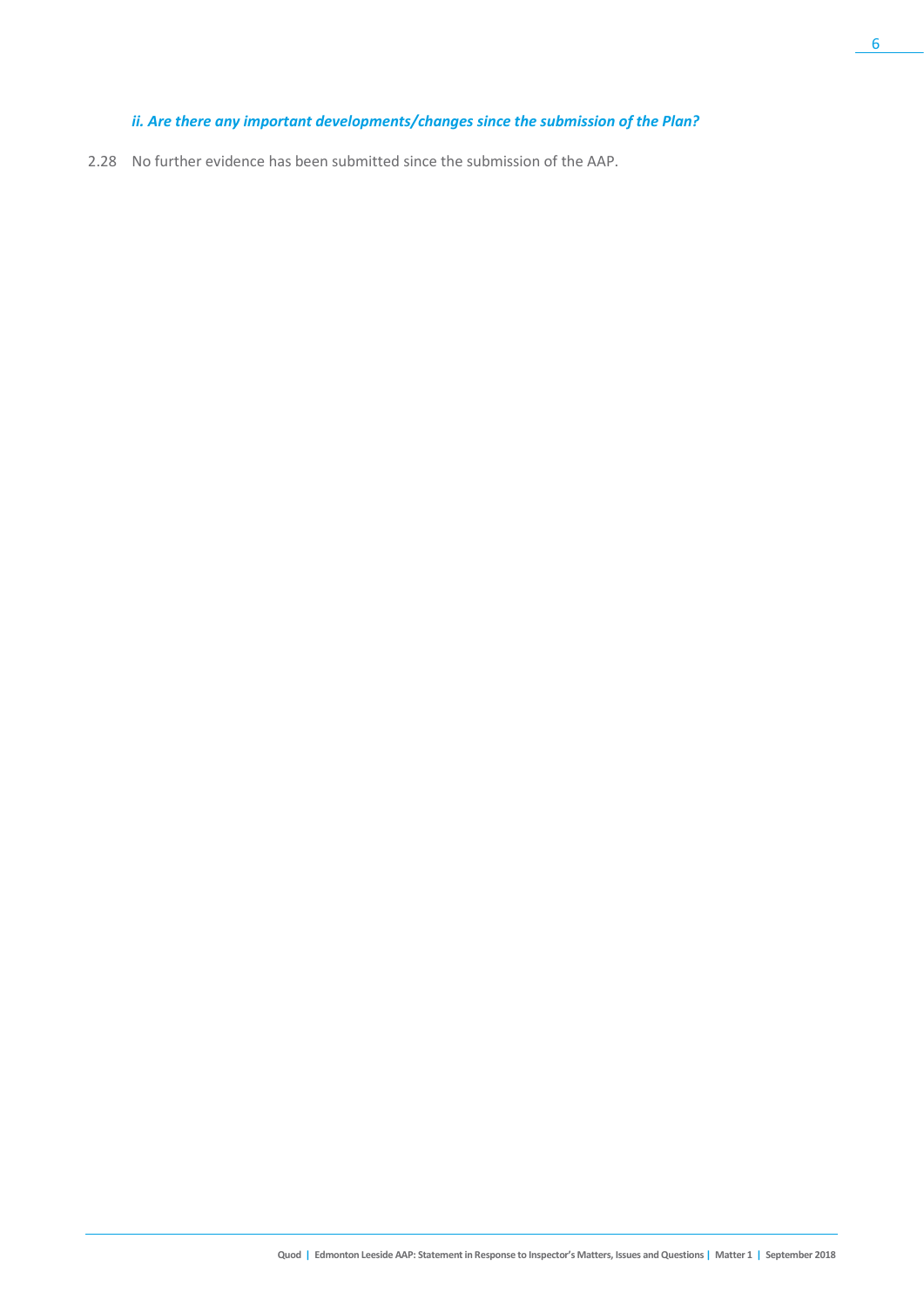***ii. Are there any important developments/changes since the submission of the Plan?***

2.28 No further evidence has been submitted since the submission of the AAP.